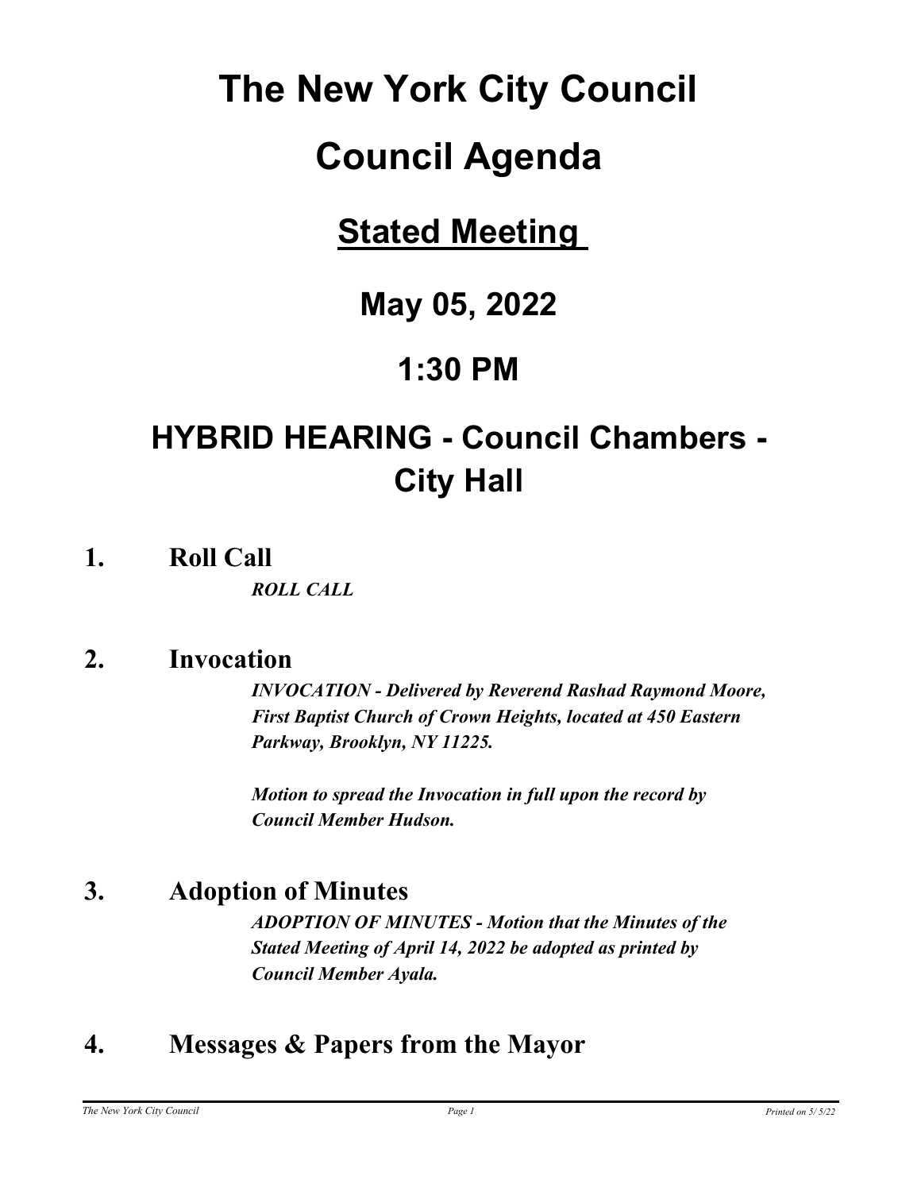# The New York City Council

# Council Agenda

## Stated Meeting

## May 05, 2022

## 1:30 PM

## HYBRID HEARING - Council Chambers - City Hall

### 1. Roll Call

***ROLL CALL***

### 2. Invocation

***INVOCATION - Delivered by Reverend Rashad Raymond Moore, First Baptist Church of Crown Heights, located at 450 Eastern Parkway, Brooklyn, NY 11225.***

***Motion to spread the Invocation in full upon the record by Council Member Hudson.***

### 3. Adoption of Minutes

***ADOPTION OF MINUTES - Motion that the Minutes of the Stated Meeting of April 14, 2022 be adopted as printed by Council Member Ayala.***

### 4. Messages & Papers from the Mayor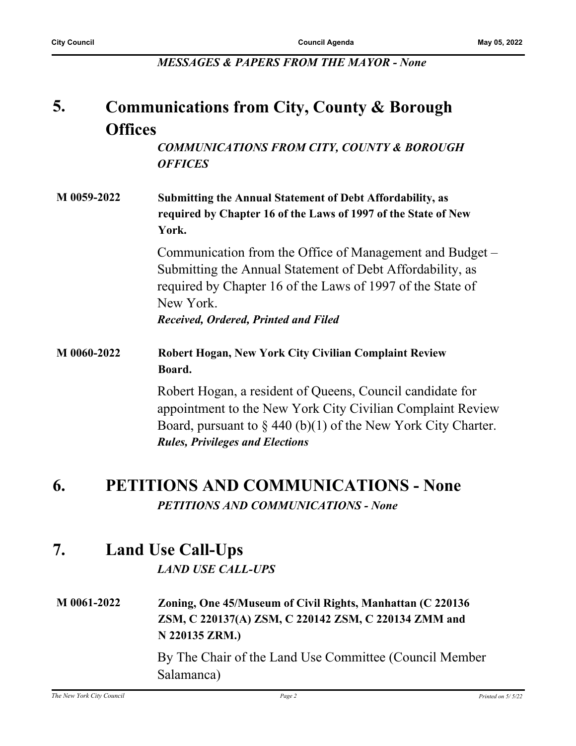*MESSAGES & PAPERS FROM THE MAYOR - None*

## 5. Communications from City, County & Borough Offices

*COMMUNICATIONS FROM CITY, COUNTY & BOROUGH OFFICES*

**M 0059-2022** **Submitting the Annual Statement of Debt Affordability, as required by Chapter 16 of the Laws of 1997 of the State of New York.**

Communication from the Office of Management and Budget – Submitting the Annual Statement of Debt Affordability, as required by Chapter 16 of the Laws of 1997 of the State of New York.

***Received, Ordered, Printed and Filed***

**M 0060-2022** **Robert Hogan, New York City Civilian Complaint Review Board.**

Robert Hogan, a resident of Queens, Council candidate for appointment to the New York City Civilian Complaint Review Board, pursuant to § 440 (b)(1) of the New York City Charter.

***Rules, Privileges and Elections***

## 6. PETITIONS AND COMMUNICATIONS - None

*PETITIONS AND COMMUNICATIONS - None*

## 7. Land Use Call-Ups

*LAND USE CALL-UPS*

**M 0061-2022** **Zoning, One 45/Museum of Civil Rights, Manhattan (C 220136 ZSM, C 220137(A) ZSM, C 220142 ZSM, C 220134 ZMM and N 220135 ZRM.)**

By The Chair of the Land Use Committee (Council Member Salamanca)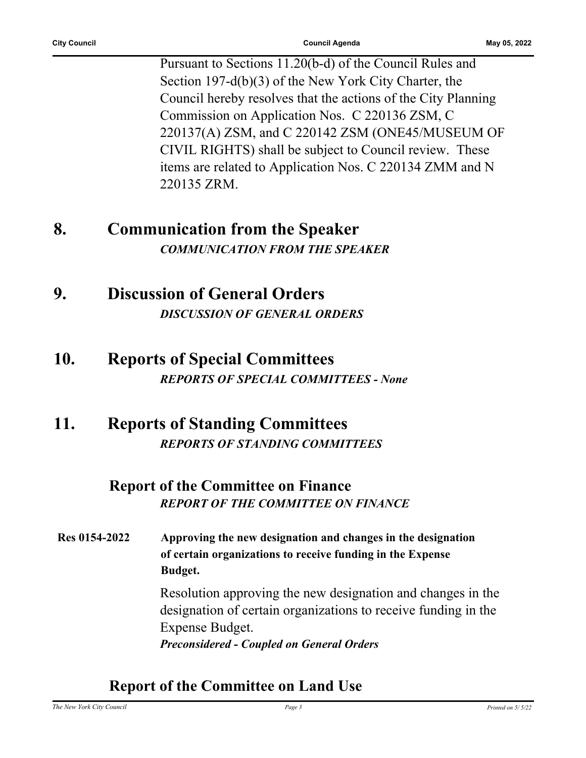Pursuant to Sections 11.20(b-d) of the Council Rules and Section 197-d(b)(3) of the New York City Charter, the Council hereby resolves that the actions of the City Planning Commission on Application Nos. C 220136 ZSM, C 220137(A) ZSM, and C 220142 ZSM (ONE45/MUSEUM OF CIVIL RIGHTS) shall be subject to Council review. These items are related to Application Nos. C 220134 ZMM and N 220135 ZRM.

## 8. Communication from the Speaker

***COMMUNICATION FROM THE SPEAKER***

## 9. Discussion of General Orders

***DISCUSSION OF GENERAL ORDERS***

## 10. Reports of Special Committees

***REPORTS OF SPECIAL COMMITTEES - None***

## 11. Reports of Standing Committees

***REPORTS OF STANDING COMMITTEES***

### Report of the Committee on Finance

***REPORT OF THE COMMITTEE ON FINANCE***

**Res 0154-2022** **Approving the new designation and changes in the designation of certain organizations to receive funding in the Expense Budget.**

Resolution approving the new designation and changes in the designation of certain organizations to receive funding in the Expense Budget.

***Preconsidered - Coupled on General Orders***

### Report of the Committee on Land Use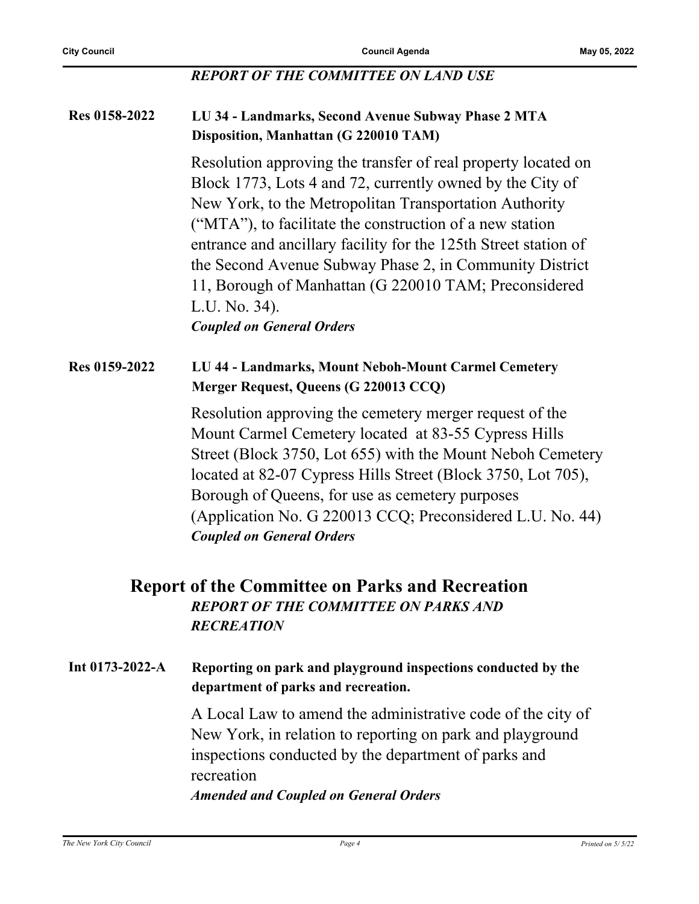***REPORT OF THE COMMITTEE ON LAND USE***

**Res 0158-2022** **LU 34 - Landmarks, Second Avenue Subway Phase 2 MTA Disposition, Manhattan (G 220010 TAM)**

Resolution approving the transfer of real property located on Block 1773, Lots 4 and 72, currently owned by the City of New York, to the Metropolitan Transportation Authority ("MTA"), to facilitate the construction of a new station entrance and ancillary facility for the 125th Street station of the Second Avenue Subway Phase 2, in Community District 11, Borough of Manhattan (G 220010 TAM; Preconsidered L.U. No. 34).

***Coupled on General Orders***

**Res 0159-2022** **LU 44 - Landmarks, Mount Neboh-Mount Carmel Cemetery Merger Request, Queens (G 220013 CCQ)**

Resolution approving the cemetery merger request of the Mount Carmel Cemetery located at 83-55 Cypress Hills Street (Block 3750, Lot 655) with the Mount Neboh Cemetery located at 82-07 Cypress Hills Street (Block 3750, Lot 705), Borough of Queens, for use as cemetery purposes (Application No. G 220013 CCQ; Preconsidered L.U. No. 44)

***Coupled on General Orders***

## Report of the Committee on Parks and Recreation

***REPORT OF THE COMMITTEE ON PARKS AND RECREATION***

**Int 0173-2022-A** **Reporting on park and playground inspections conducted by the department of parks and recreation.**

A Local Law to amend the administrative code of the city of New York, in relation to reporting on park and playground inspections conducted by the department of parks and recreation

***Amended and Coupled on General Orders***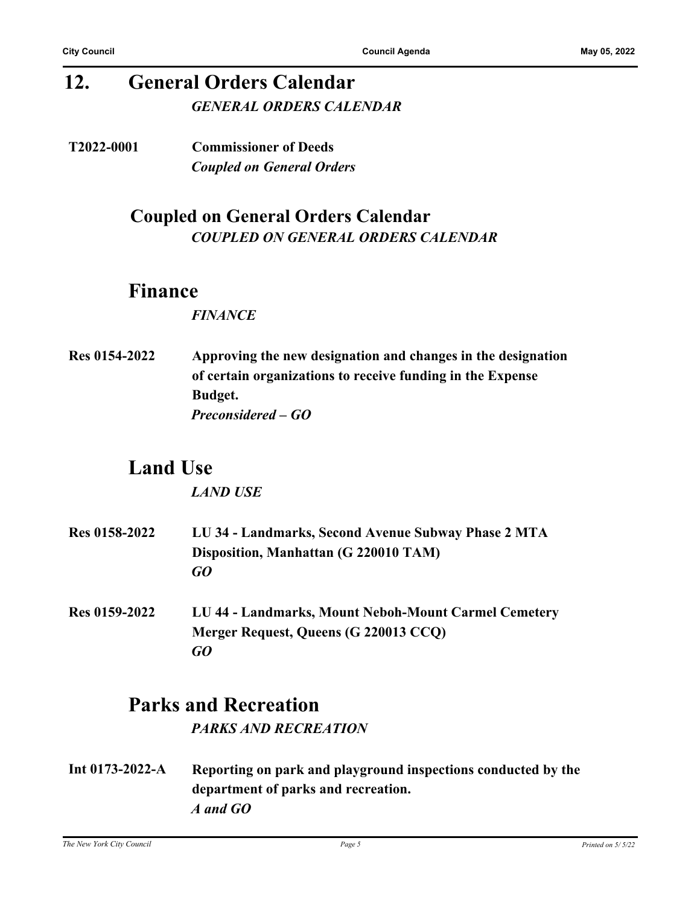## 12. General Orders Calendar

***GENERAL ORDERS CALENDAR***

**T2022-0001** **Commissioner of Deeds**
***Coupled on General Orders***

### Coupled on General Orders Calendar

***COUPLED ON GENERAL ORDERS CALENDAR***

### Finance

***FINANCE***

**Res 0154-2022** **Approving the new designation and changes in the designation of certain organizations to receive funding in the Expense Budget.**
***Preconsidered – GO***

### Land Use

***LAND USE***

**Res 0158-2022** **LU 34 - Landmarks, Second Avenue Subway Phase 2 MTA Disposition, Manhattan (G 220010 TAM)**
***GO***

**Res 0159-2022** **LU 44 - Landmarks, Mount Neboh-Mount Carmel Cemetery Merger Request, Queens (G 220013 CCQ)**
***GO***

### Parks and Recreation

***PARKS AND RECREATION***

**Int 0173-2022-A** **Reporting on park and playground inspections conducted by the department of parks and recreation.**
***A and GO***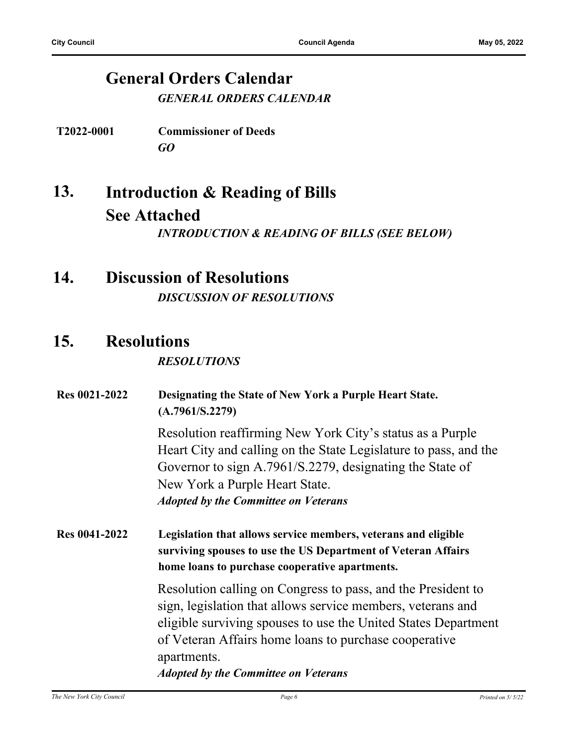## General Orders Calendar

*GENERAL ORDERS CALENDAR*

**T2022-0001** **Commissioner of Deeds**

*GO*

## 13. Introduction & Reading of Bills See Attached

*INTRODUCTION & READING OF BILLS (SEE BELOW)*

## 14. Discussion of Resolutions

*DISCUSSION OF RESOLUTIONS*

## 15. Resolutions

*RESOLUTIONS*

**Res 0021-2022** **Designating the State of New York a Purple Heart State. (A.7961/S.2279)**

Resolution reaffirming New York City's status as a Purple Heart City and calling on the State Legislature to pass, and the Governor to sign A.7961/S.2279, designating the State of New York a Purple Heart State.

***Adopted by the Committee on Veterans***

**Res 0041-2022** **Legislation that allows service members, veterans and eligible surviving spouses to use the US Department of Veteran Affairs home loans to purchase cooperative apartments.**

Resolution calling on Congress to pass, and the President to sign, legislation that allows service members, veterans and eligible surviving spouses to use the United States Department of Veteran Affairs home loans to purchase cooperative apartments.

***Adopted by the Committee on Veterans***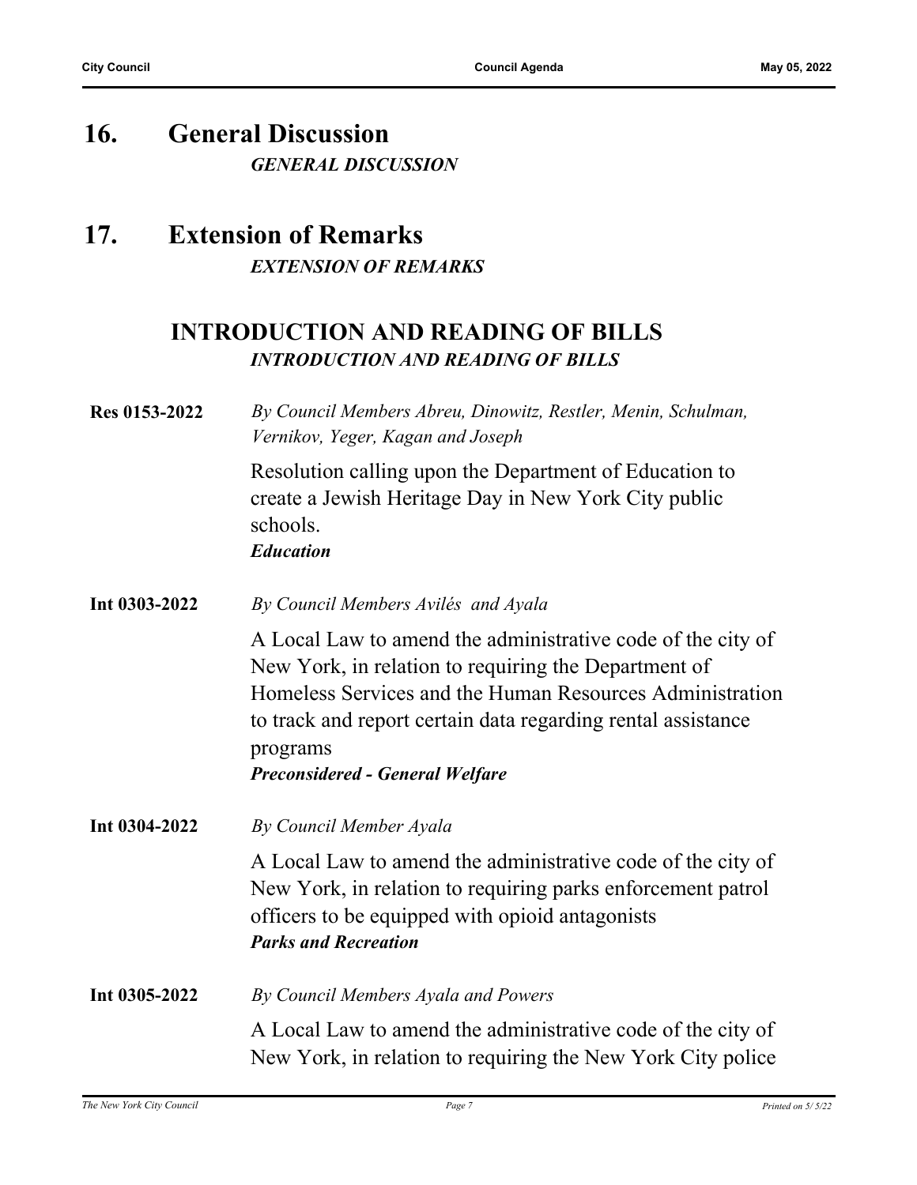## 16. General Discussion

*GENERAL DISCUSSION*

## 17. Extension of Remarks

*EXTENSION OF REMARKS*

## INTRODUCTION AND READING OF BILLS

*INTRODUCTION AND READING OF BILLS*

**Res 0153-2022** *By Council Members Abreu, Dinowitz, Restler, Menin, Schulman, Vernikov, Yeger, Kagan and Joseph*

Resolution calling upon the Department of Education to create a Jewish Heritage Day in New York City public schools.

***Education***

**Int 0303-2022** *By Council Members Avilés and Ayala*

A Local Law to amend the administrative code of the city of New York, in relation to requiring the Department of Homeless Services and the Human Resources Administration to track and report certain data regarding rental assistance programs

***Preconsidered - General Welfare***

**Int 0304-2022** *By Council Member Ayala*

A Local Law to amend the administrative code of the city of New York, in relation to requiring parks enforcement patrol officers to be equipped with opioid antagonists

***Parks and Recreation***

**Int 0305-2022** *By Council Members Ayala and Powers*

A Local Law to amend the administrative code of the city of New York, in relation to requiring the New York City police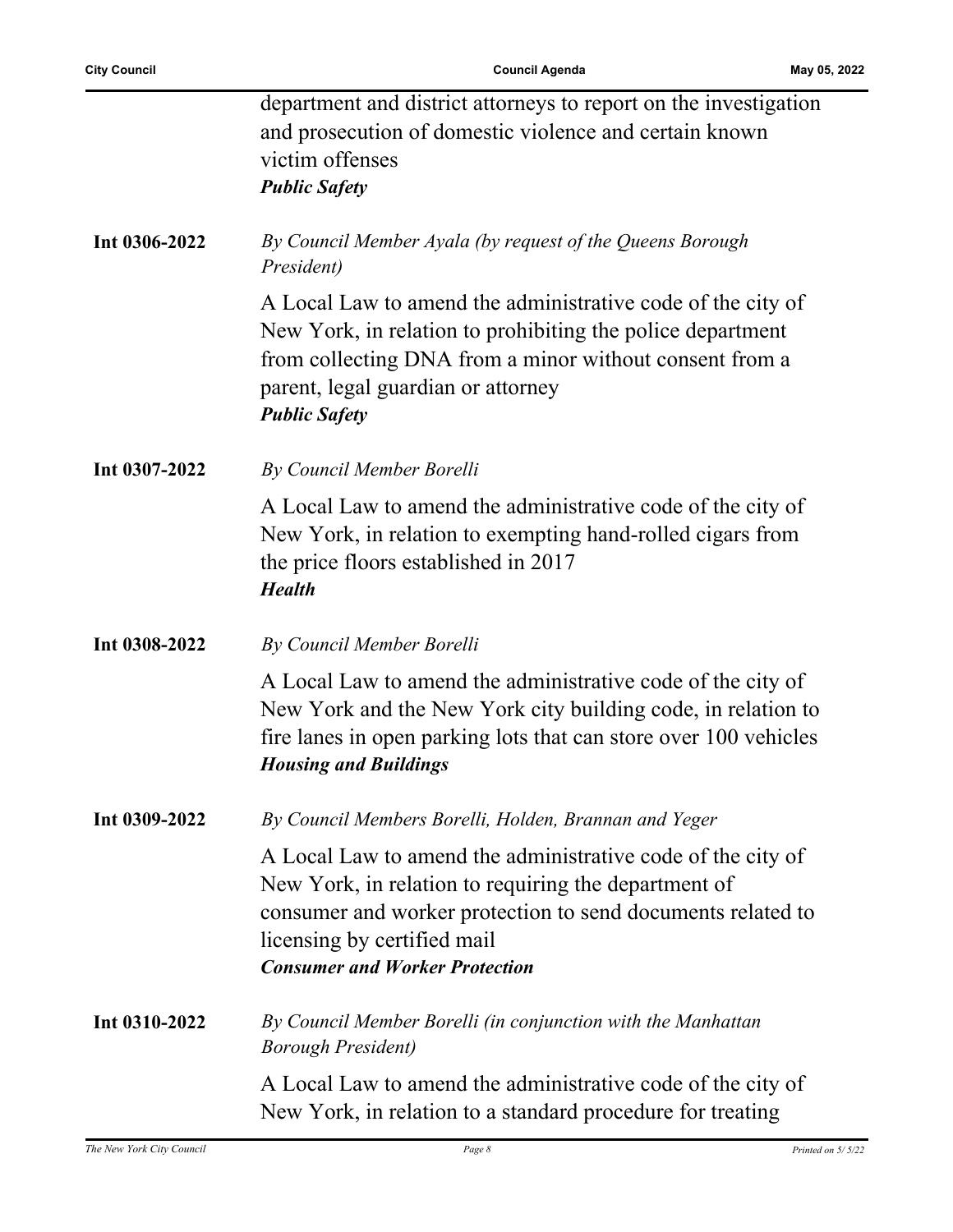department and district attorneys to report on the investigation and prosecution of domestic violence and certain known victim offenses
***Public Safety***

**Int 0306-2022** *By Council Member Ayala (by request of the Queens Borough President)*

A Local Law to amend the administrative code of the city of New York, in relation to prohibiting the police department from collecting DNA from a minor without consent from a parent, legal guardian or attorney
***Public Safety***

**Int 0307-2022** *By Council Member Borelli*

A Local Law to amend the administrative code of the city of New York, in relation to exempting hand-rolled cigars from the price floors established in 2017
***Health***

**Int 0308-2022** *By Council Member Borelli*

A Local Law to amend the administrative code of the city of New York and the New York city building code, in relation to fire lanes in open parking lots that can store over 100 vehicles
***Housing and Buildings***

**Int 0309-2022** *By Council Members Borelli, Holden, Brannan and Yeger*

A Local Law to amend the administrative code of the city of New York, in relation to requiring the department of consumer and worker protection to send documents related to licensing by certified mail
***Consumer and Worker Protection***

**Int 0310-2022** *By Council Member Borelli (in conjunction with the Manhattan Borough President)*

A Local Law to amend the administrative code of the city of New York, in relation to a standard procedure for treating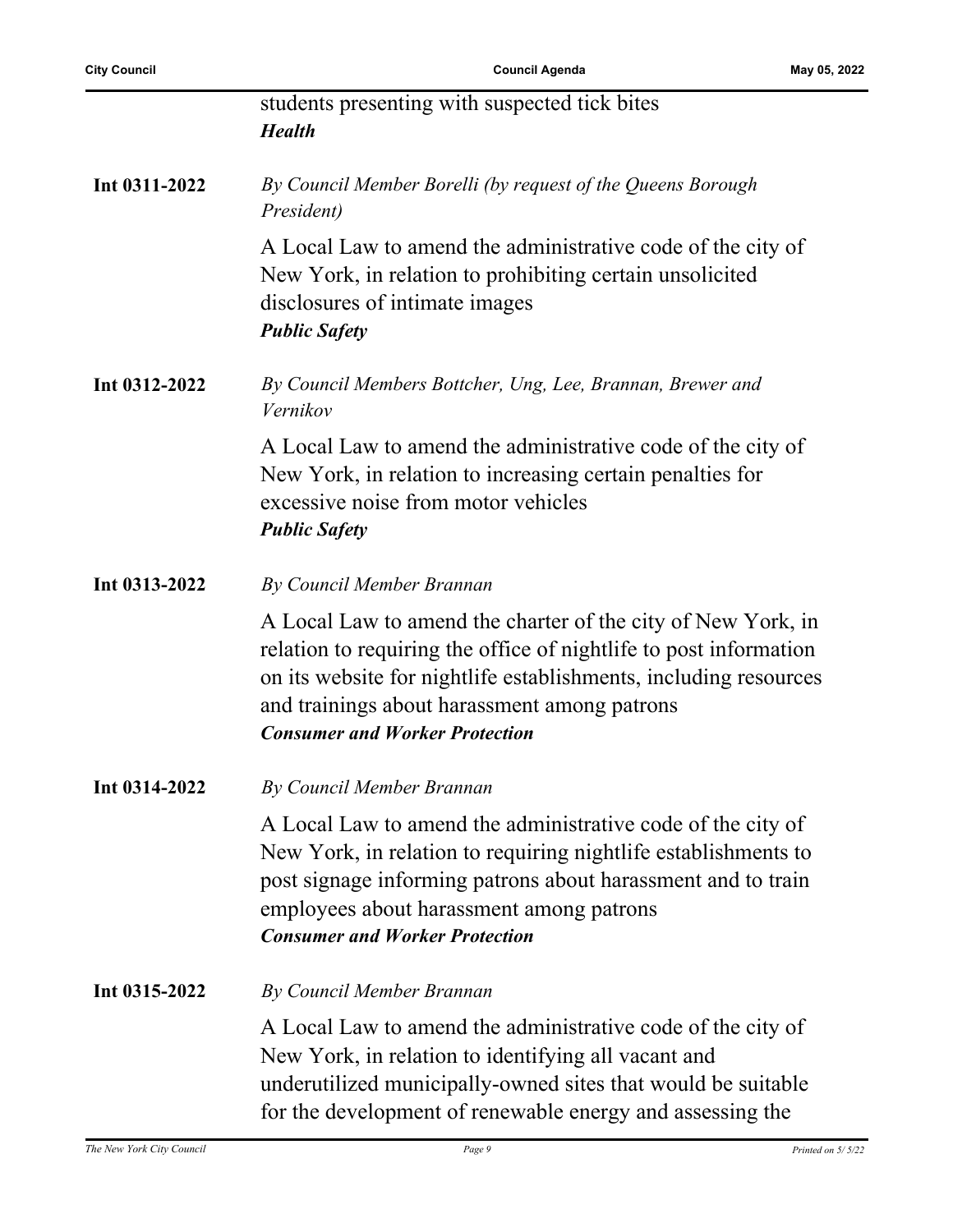students presenting with suspected tick bites
***Health***

**Int 0311-2022**

*By Council Member Borelli (by request of the Queens Borough President)*

A Local Law to amend the administrative code of the city of New York, in relation to prohibiting certain unsolicited disclosures of intimate images
***Public Safety***

**Int 0312-2022**

*By Council Members Bottcher, Ung, Lee, Brannan, Brewer and Vernikov*

A Local Law to amend the administrative code of the city of New York, in relation to increasing certain penalties for excessive noise from motor vehicles
***Public Safety***

**Int 0313-2022**

*By Council Member Brannan*

A Local Law to amend the charter of the city of New York, in relation to requiring the office of nightlife to post information on its website for nightlife establishments, including resources and trainings about harassment among patrons
***Consumer and Worker Protection***

**Int 0314-2022**

*By Council Member Brannan*

A Local Law to amend the administrative code of the city of New York, in relation to requiring nightlife establishments to post signage informing patrons about harassment and to train employees about harassment among patrons
***Consumer and Worker Protection***

**Int 0315-2022**

*By Council Member Brannan*

A Local Law to amend the administrative code of the city of New York, in relation to identifying all vacant and underutilized municipally-owned sites that would be suitable for the development of renewable energy and assessing the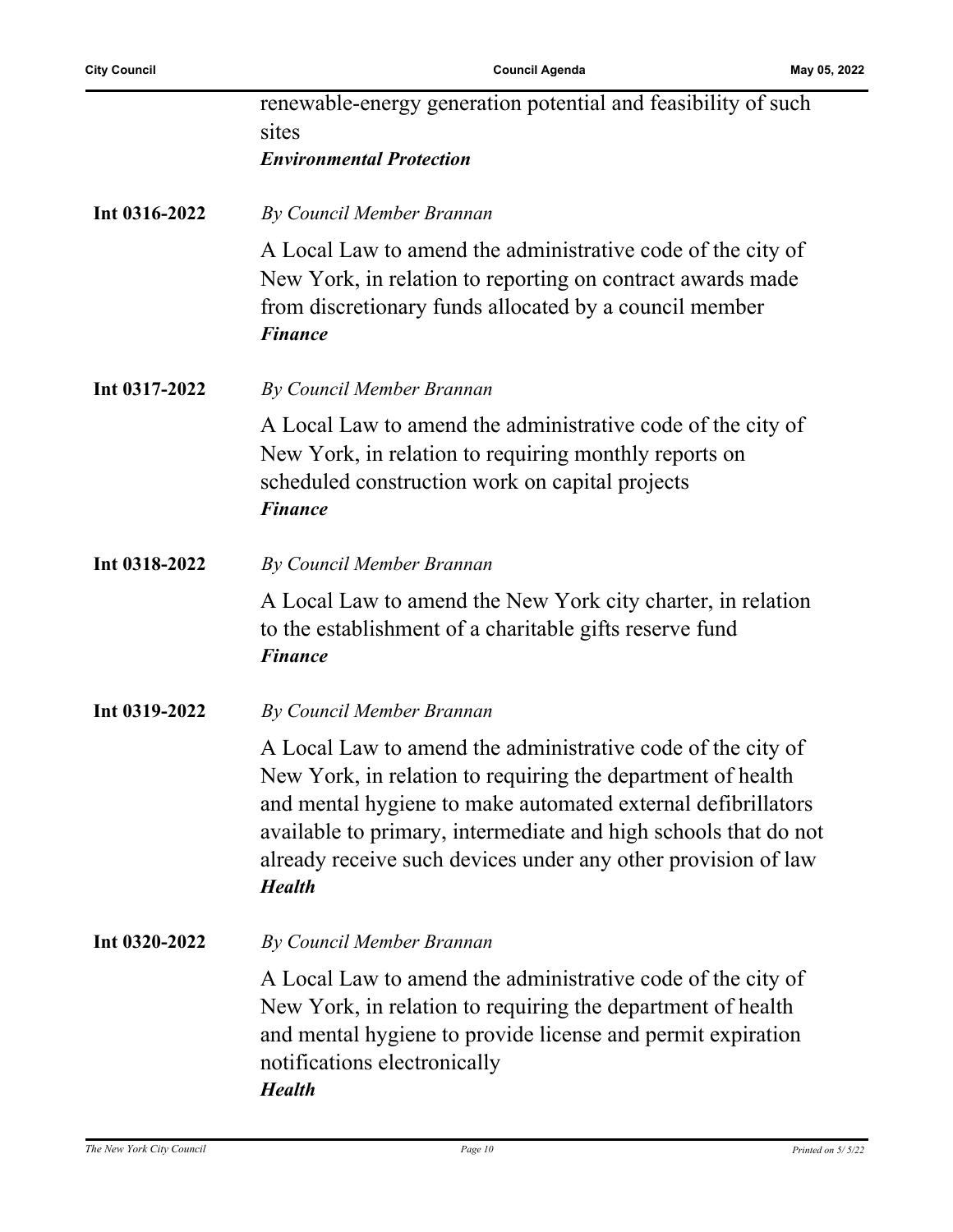renewable-energy generation potential and feasibility of such sites
***Environmental Protection***

**Int 0316-2022** *By Council Member Brannan*

A Local Law to amend the administrative code of the city of New York, in relation to reporting on contract awards made from discretionary funds allocated by a council member
***Finance***

**Int 0317-2022** *By Council Member Brannan*

A Local Law to amend the administrative code of the city of New York, in relation to requiring monthly reports on scheduled construction work on capital projects
***Finance***

**Int 0318-2022** *By Council Member Brannan*

A Local Law to amend the New York city charter, in relation to the establishment of a charitable gifts reserve fund
***Finance***

**Int 0319-2022** *By Council Member Brannan*

A Local Law to amend the administrative code of the city of New York, in relation to requiring the department of health and mental hygiene to make automated external defibrillators available to primary, intermediate and high schools that do not already receive such devices under any other provision of law
***Health***

**Int 0320-2022** *By Council Member Brannan*

A Local Law to amend the administrative code of the city of New York, in relation to requiring the department of health and mental hygiene to provide license and permit expiration notifications electronically
***Health***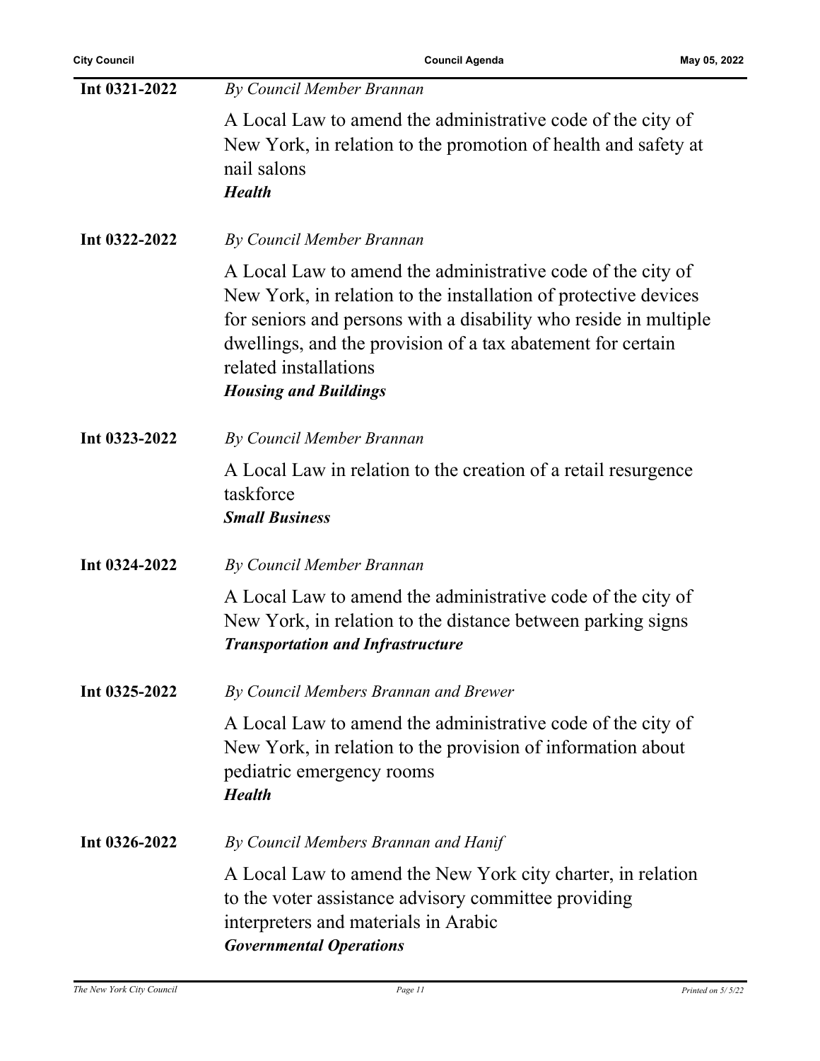**Int 0321-2022** *By Council Member Brannan*

A Local Law to amend the administrative code of the city of New York, in relation to the promotion of health and safety at nail salons

***Health***

**Int 0322-2022** *By Council Member Brannan*

A Local Law to amend the administrative code of the city of New York, in relation to the installation of protective devices for seniors and persons with a disability who reside in multiple dwellings, and the provision of a tax abatement for certain related installations

***Housing and Buildings***

**Int 0323-2022** *By Council Member Brannan*

A Local Law in relation to the creation of a retail resurgence taskforce

***Small Business***

**Int 0324-2022** *By Council Member Brannan*

A Local Law to amend the administrative code of the city of New York, in relation to the distance between parking signs

***Transportation and Infrastructure***

**Int 0325-2022** *By Council Members Brannan and Brewer*

A Local Law to amend the administrative code of the city of New York, in relation to the provision of information about pediatric emergency rooms

***Health***

**Int 0326-2022** *By Council Members Brannan and Hanif*

A Local Law to amend the New York city charter, in relation to the voter assistance advisory committee providing interpreters and materials in Arabic

***Governmental Operations***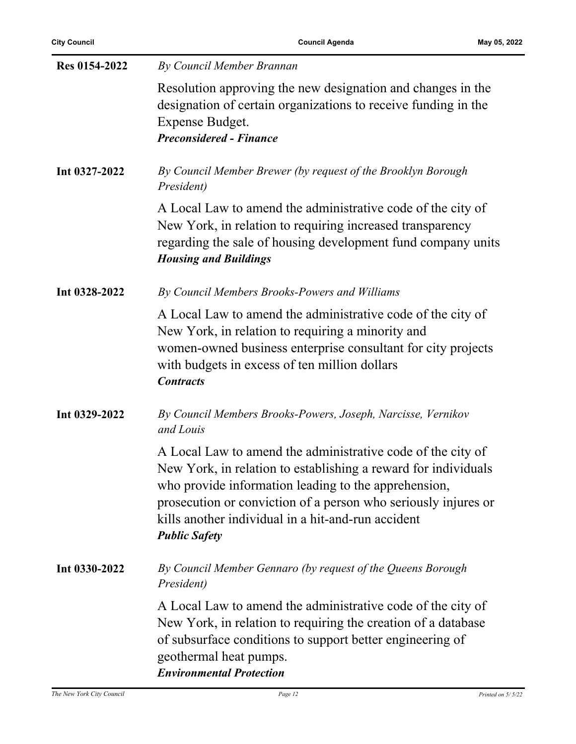**Res 0154-2022** *By Council Member Brannan*

Resolution approving the new designation and changes in the designation of certain organizations to receive funding in the Expense Budget.
***Preconsidered - Finance***

**Int 0327-2022** *By Council Member Brewer (by request of the Brooklyn Borough President)*

A Local Law to amend the administrative code of the city of New York, in relation to requiring increased transparency regarding the sale of housing development fund company units
***Housing and Buildings***

**Int 0328-2022** *By Council Members Brooks-Powers and Williams*

A Local Law to amend the administrative code of the city of New York, in relation to requiring a minority and women-owned business enterprise consultant for city projects with budgets in excess of ten million dollars
***Contracts***

**Int 0329-2022** *By Council Members Brooks-Powers, Joseph, Narcisse, Vernikov and Louis*

A Local Law to amend the administrative code of the city of New York, in relation to establishing a reward for individuals who provide information leading to the apprehension, prosecution or conviction of a person who seriously injures or kills another individual in a hit-and-run accident
***Public Safety***

**Int 0330-2022** *By Council Member Gennaro (by request of the Queens Borough President)*

A Local Law to amend the administrative code of the city of New York, in relation to requiring the creation of a database of subsurface conditions to support better engineering of geothermal heat pumps.
***Environmental Protection***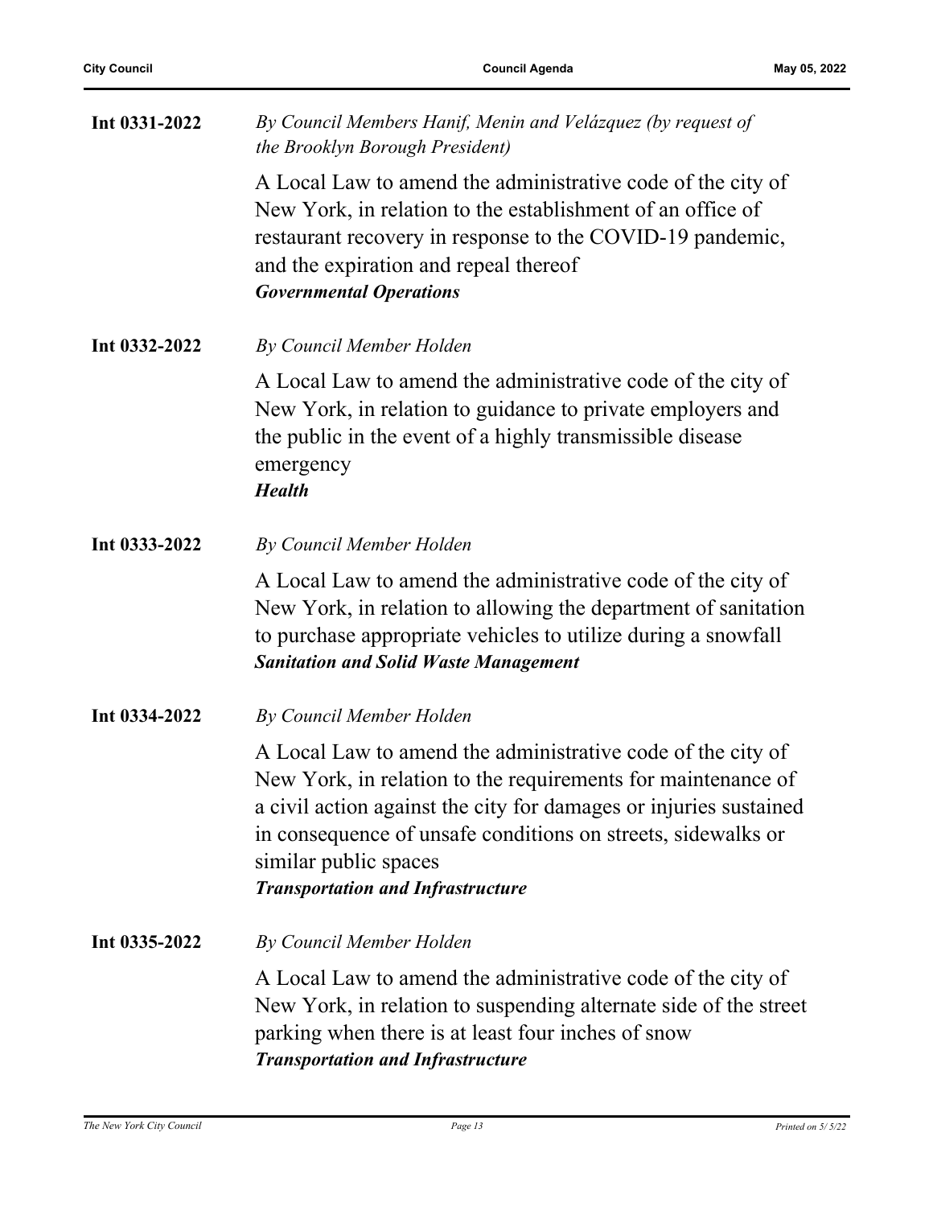**Int 0331-2022** *By Council Members Hanif, Menin and Velázquez (by request of the Brooklyn Borough President)*

A Local Law to amend the administrative code of the city of New York, in relation to the establishment of an office of restaurant recovery in response to the COVID-19 pandemic, and the expiration and repeal thereof

***Governmental Operations***

**Int 0332-2022** *By Council Member Holden*

A Local Law to amend the administrative code of the city of New York, in relation to guidance to private employers and the public in the event of a highly transmissible disease emergency

***Health***

**Int 0333-2022** *By Council Member Holden*

A Local Law to amend the administrative code of the city of New York, in relation to allowing the department of sanitation to purchase appropriate vehicles to utilize during a snowfall

***Sanitation and Solid Waste Management***

**Int 0334-2022** *By Council Member Holden*

A Local Law to amend the administrative code of the city of New York, in relation to the requirements for maintenance of a civil action against the city for damages or injuries sustained in consequence of unsafe conditions on streets, sidewalks or similar public spaces

***Transportation and Infrastructure***

**Int 0335-2022** *By Council Member Holden*

A Local Law to amend the administrative code of the city of New York, in relation to suspending alternate side of the street parking when there is at least four inches of snow

***Transportation and Infrastructure***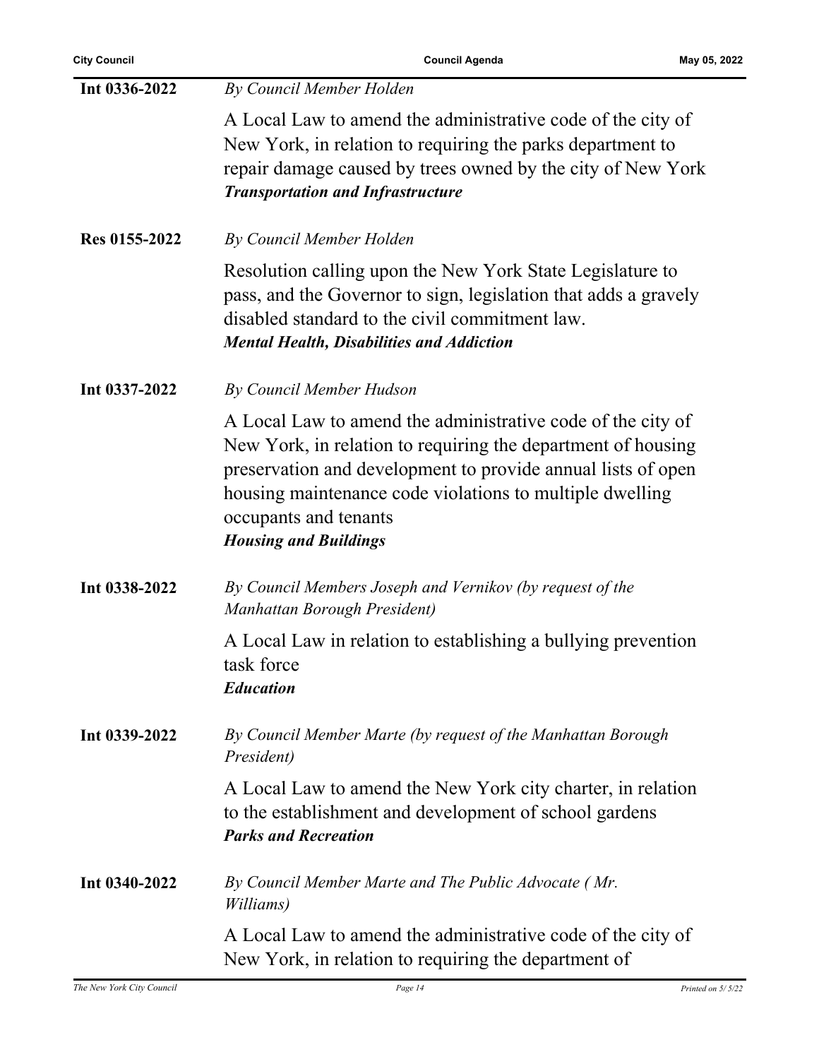**Int 0336-2022** *By Council Member Holden*

A Local Law to amend the administrative code of the city of New York, in relation to requiring the parks department to repair damage caused by trees owned by the city of New York
***Transportation and Infrastructure***

**Res 0155-2022** *By Council Member Holden*

Resolution calling upon the New York State Legislature to pass, and the Governor to sign, legislation that adds a gravely disabled standard to the civil commitment law.
***Mental Health, Disabilities and Addiction***

**Int 0337-2022** *By Council Member Hudson*

A Local Law to amend the administrative code of the city of New York, in relation to requiring the department of housing preservation and development to provide annual lists of open housing maintenance code violations to multiple dwelling occupants and tenants
***Housing and Buildings***

**Int 0338-2022** *By Council Members Joseph and Vernikov (by request of the Manhattan Borough President)*

A Local Law in relation to establishing a bullying prevention task force
***Education***

**Int 0339-2022** *By Council Member Marte (by request of the Manhattan Borough President)*

A Local Law to amend the New York city charter, in relation to the establishment and development of school gardens
***Parks and Recreation***

**Int 0340-2022** *By Council Member Marte and The Public Advocate ( Mr. Williams)*

A Local Law to amend the administrative code of the city of New York, in relation to requiring the department of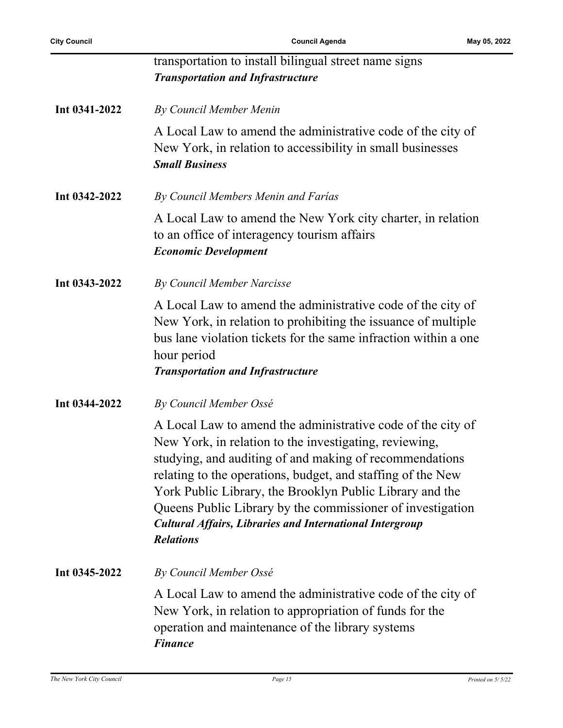transportation to install bilingual street name signs
***Transportation and Infrastructure***

**Int 0341-2022** *By Council Member Menin*

A Local Law to amend the administrative code of the city of New York, in relation to accessibility in small businesses
***Small Business***

**Int 0342-2022** *By Council Members Menin and Farías*

A Local Law to amend the New York city charter, in relation to an office of interagency tourism affairs
***Economic Development***

**Int 0343-2022** *By Council Member Narcisse*

A Local Law to amend the administrative code of the city of New York, in relation to prohibiting the issuance of multiple bus lane violation tickets for the same infraction within a one hour period
***Transportation and Infrastructure***

**Int 0344-2022** *By Council Member Ossé*

A Local Law to amend the administrative code of the city of New York, in relation to the investigating, reviewing, studying, and auditing of and making of recommendations relating to the operations, budget, and staffing of the New York Public Library, the Brooklyn Public Library and the Queens Public Library by the commissioner of investigation
***Cultural Affairs, Libraries and International Intergroup Relations***

**Int 0345-2022** *By Council Member Ossé*

A Local Law to amend the administrative code of the city of New York, in relation to appropriation of funds for the operation and maintenance of the library systems
***Finance***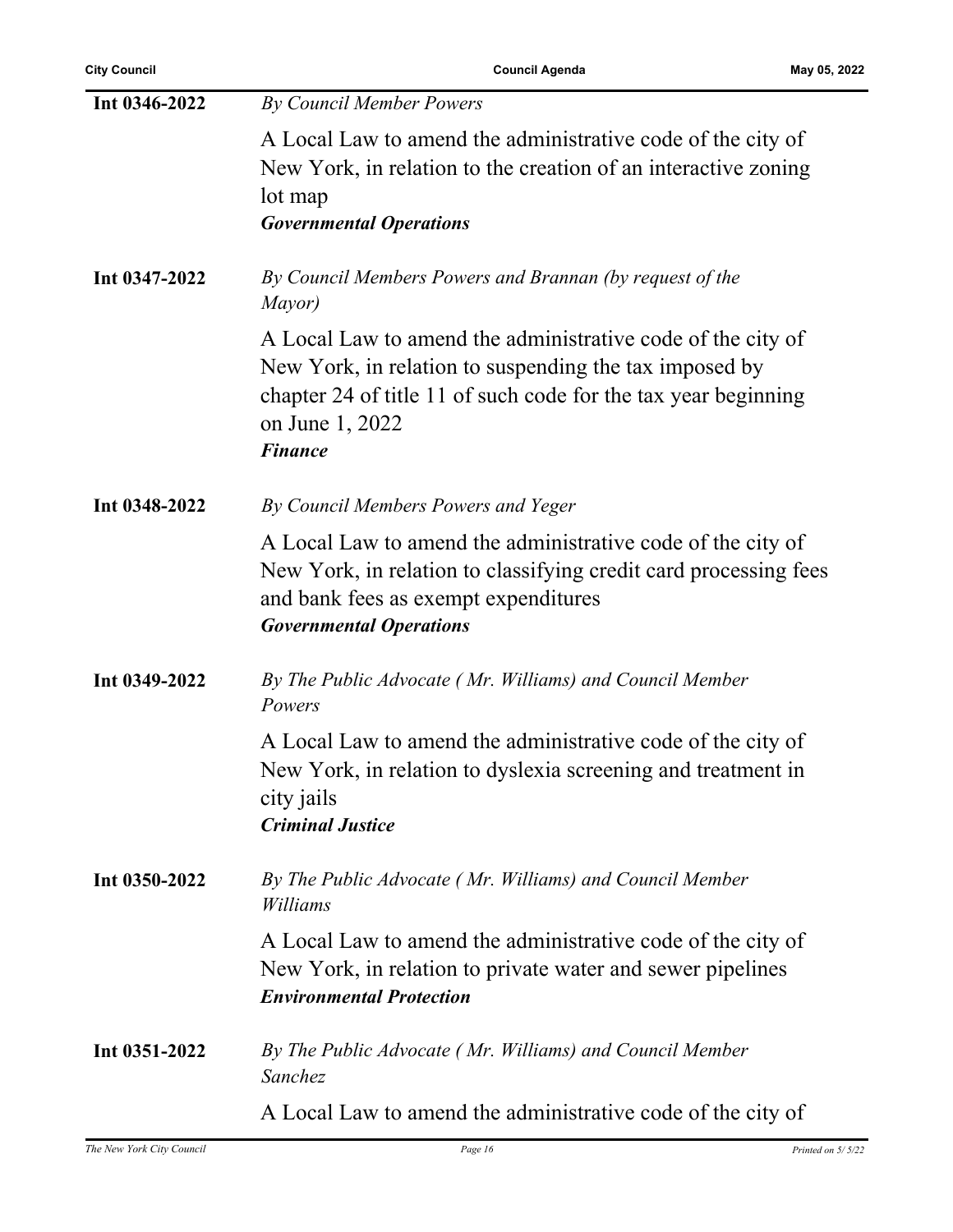**Int 0346-2022** *By Council Member Powers*

A Local Law to amend the administrative code of the city of New York, in relation to the creation of an interactive zoning lot map

***Governmental Operations***

**Int 0347-2022** *By Council Members Powers and Brannan (by request of the Mayor)*

A Local Law to amend the administrative code of the city of New York, in relation to suspending the tax imposed by chapter 24 of title 11 of such code for the tax year beginning on June 1, 2022

***Finance***

**Int 0348-2022** *By Council Members Powers and Yeger*

A Local Law to amend the administrative code of the city of New York, in relation to classifying credit card processing fees and bank fees as exempt expenditures

***Governmental Operations***

**Int 0349-2022** *By The Public Advocate ( Mr. Williams) and Council Member Powers*

A Local Law to amend the administrative code of the city of New York, in relation to dyslexia screening and treatment in city jails

***Criminal Justice***

**Int 0350-2022** *By The Public Advocate ( Mr. Williams) and Council Member Williams*

A Local Law to amend the administrative code of the city of New York, in relation to private water and sewer pipelines

***Environmental Protection***

**Int 0351-2022** *By The Public Advocate ( Mr. Williams) and Council Member Sanchez*

A Local Law to amend the administrative code of the city of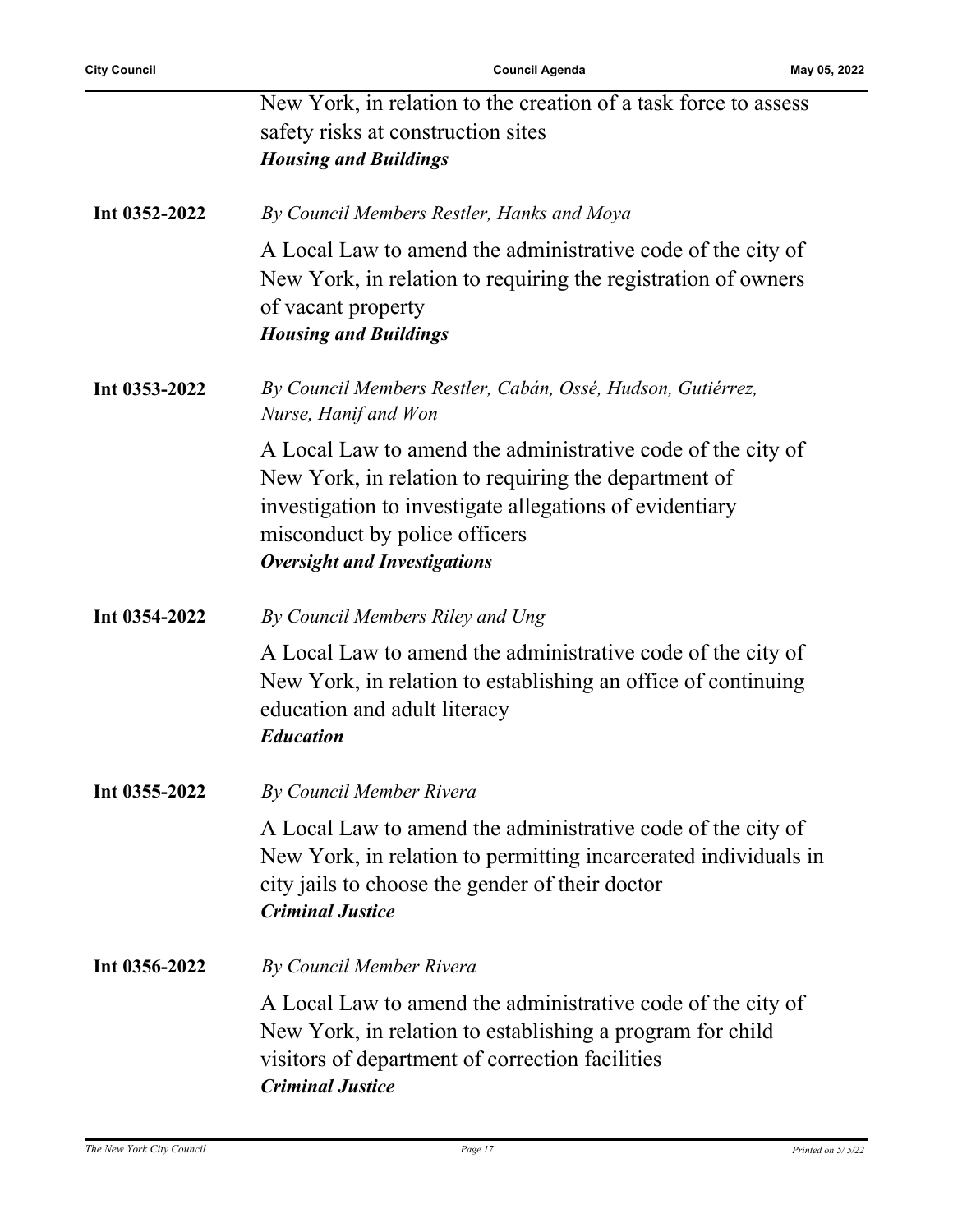New York, in relation to the creation of a task force to assess safety risks at construction sites
***Housing and Buildings***

**Int 0352-2022** *By Council Members Restler, Hanks and Moya*

A Local Law to amend the administrative code of the city of New York, in relation to requiring the registration of owners of vacant property
***Housing and Buildings***

**Int 0353-2022** *By Council Members Restler, Cabán, Ossé, Hudson, Gutiérrez, Nurse, Hanif and Won*

A Local Law to amend the administrative code of the city of New York, in relation to requiring the department of investigation to investigate allegations of evidentiary misconduct by police officers
***Oversight and Investigations***

**Int 0354-2022** *By Council Members Riley and Ung*

A Local Law to amend the administrative code of the city of New York, in relation to establishing an office of continuing education and adult literacy
***Education***

**Int 0355-2022** *By Council Member Rivera*

A Local Law to amend the administrative code of the city of New York, in relation to permitting incarcerated individuals in city jails to choose the gender of their doctor
***Criminal Justice***

**Int 0356-2022** *By Council Member Rivera*

A Local Law to amend the administrative code of the city of New York, in relation to establishing a program for child visitors of department of correction facilities
***Criminal Justice***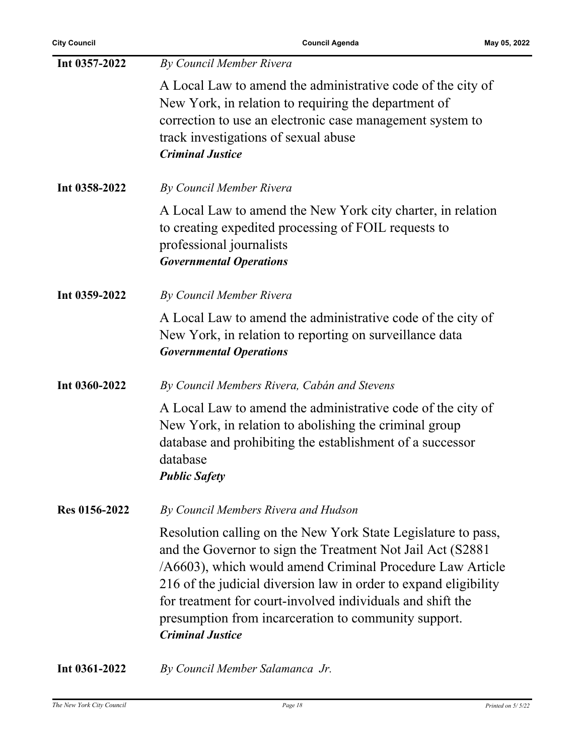**Int 0357-2022** *By Council Member Rivera*

A Local Law to amend the administrative code of the city of New York, in relation to requiring the department of correction to use an electronic case management system to track investigations of sexual abuse
***Criminal Justice***

**Int 0358-2022** *By Council Member Rivera*

A Local Law to amend the New York city charter, in relation to creating expedited processing of FOIL requests to professional journalists
***Governmental Operations***

**Int 0359-2022** *By Council Member Rivera*

A Local Law to amend the administrative code of the city of New York, in relation to reporting on surveillance data
***Governmental Operations***

**Int 0360-2022** *By Council Members Rivera, Cabán and Stevens*

A Local Law to amend the administrative code of the city of New York, in relation to abolishing the criminal group database and prohibiting the establishment of a successor database
***Public Safety***

**Res 0156-2022** *By Council Members Rivera and Hudson*

Resolution calling on the New York State Legislature to pass, and the Governor to sign the Treatment Not Jail Act (S2881 /A6603), which would amend Criminal Procedure Law Article 216 of the judicial diversion law in order to expand eligibility for treatment for court-involved individuals and shift the presumption from incarceration to community support.
***Criminal Justice***

**Int 0361-2022** *By Council Member Salamanca Jr.*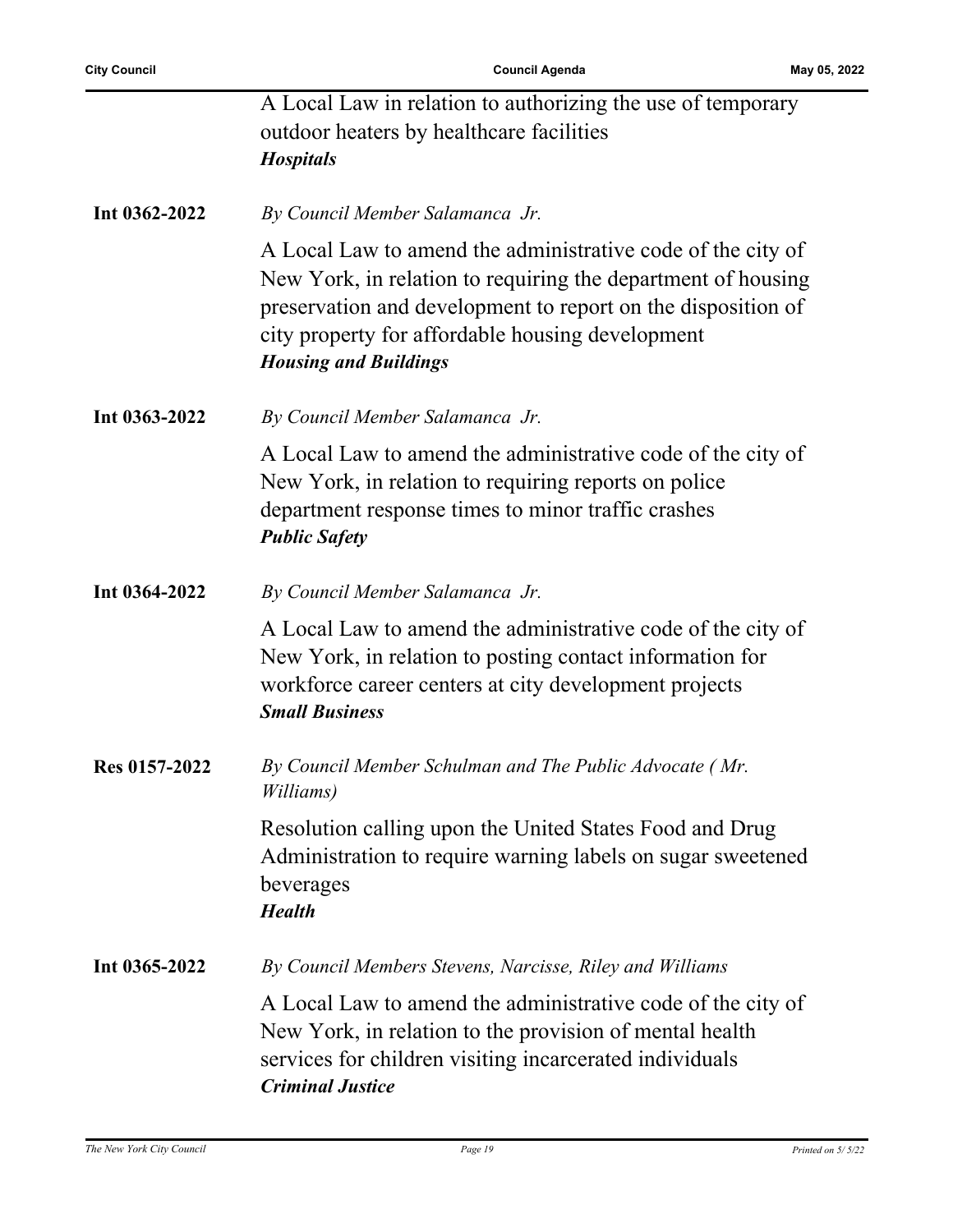A Local Law in relation to authorizing the use of temporary outdoor heaters by healthcare facilities
***Hospitals***

**Int 0362-2022** *By Council Member Salamanca Jr.*

A Local Law to amend the administrative code of the city of New York, in relation to requiring the department of housing preservation and development to report on the disposition of city property for affordable housing development
***Housing and Buildings***

**Int 0363-2022** *By Council Member Salamanca Jr.*

A Local Law to amend the administrative code of the city of New York, in relation to requiring reports on police department response times to minor traffic crashes
***Public Safety***

**Int 0364-2022** *By Council Member Salamanca Jr.*

A Local Law to amend the administrative code of the city of New York, in relation to posting contact information for workforce career centers at city development projects
***Small Business***

**Res 0157-2022** *By Council Member Schulman and The Public Advocate ( Mr. Williams)*

Resolution calling upon the United States Food and Drug Administration to require warning labels on sugar sweetened beverages
***Health***

**Int 0365-2022** *By Council Members Stevens, Narcisse, Riley and Williams*

A Local Law to amend the administrative code of the city of New York, in relation to the provision of mental health services for children visiting incarcerated individuals
***Criminal Justice***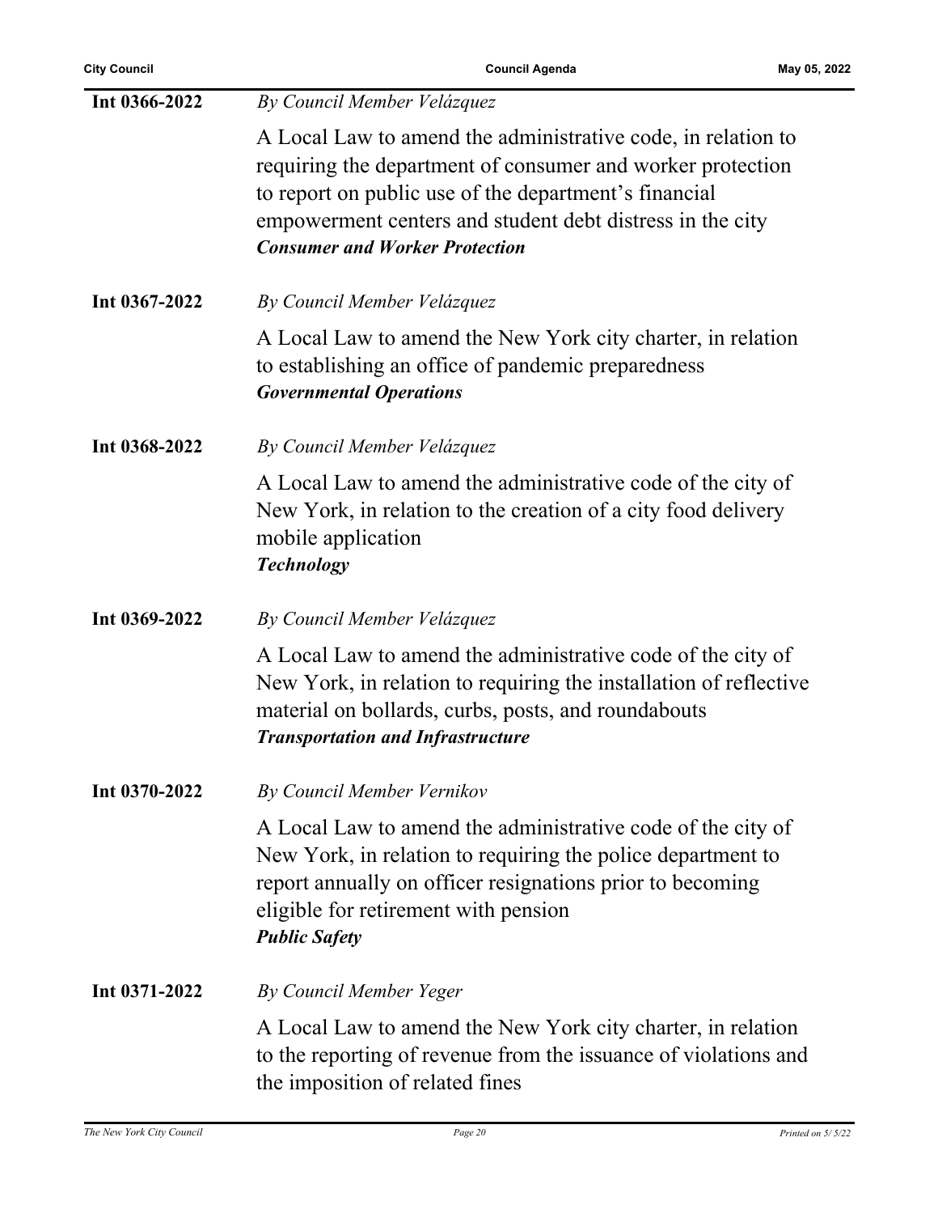**Int 0366-2022** *By Council Member Velázquez*

A Local Law to amend the administrative code, in relation to requiring the department of consumer and worker protection to report on public use of the department's financial empowerment centers and student debt distress in the city

***Consumer and Worker Protection***

**Int 0367-2022** *By Council Member Velázquez*

A Local Law to amend the New York city charter, in relation to establishing an office of pandemic preparedness

***Governmental Operations***

**Int 0368-2022** *By Council Member Velázquez*

A Local Law to amend the administrative code of the city of New York, in relation to the creation of a city food delivery mobile application

***Technology***

**Int 0369-2022** *By Council Member Velázquez*

A Local Law to amend the administrative code of the city of New York, in relation to requiring the installation of reflective material on bollards, curbs, posts, and roundabouts

***Transportation and Infrastructure***

**Int 0370-2022** *By Council Member Vernikov*

A Local Law to amend the administrative code of the city of New York, in relation to requiring the police department to report annually on officer resignations prior to becoming eligible for retirement with pension

***Public Safety***

**Int 0371-2022** *By Council Member Yeger*

A Local Law to amend the New York city charter, in relation to the reporting of revenue from the issuance of violations and the imposition of related fines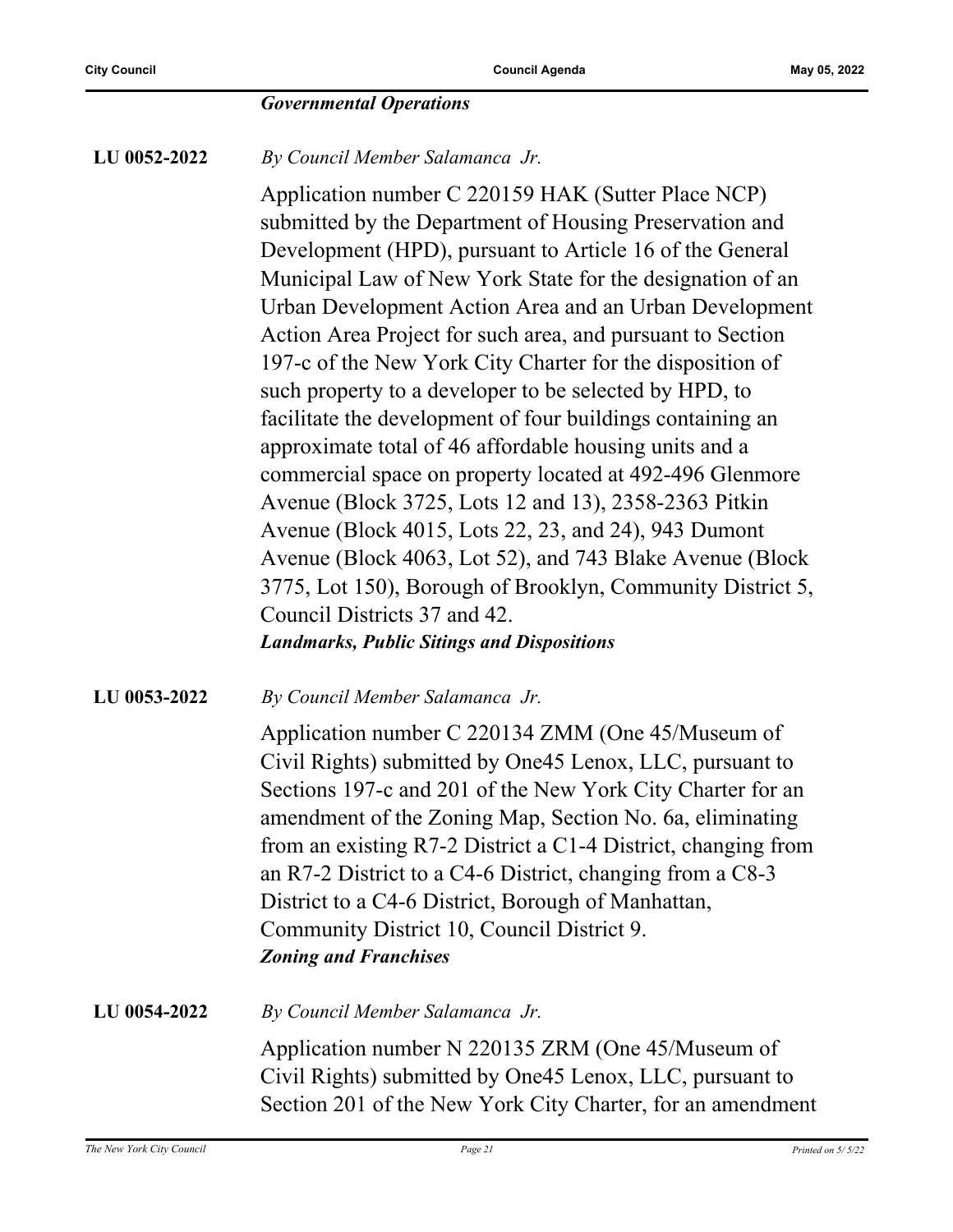***Governmental Operations***

**LU 0052-2022**

*By Council Member Salamanca Jr.*

Application number C 220159 HAK (Sutter Place NCP) submitted by the Department of Housing Preservation and Development (HPD), pursuant to Article 16 of the General Municipal Law of New York State for the designation of an Urban Development Action Area and an Urban Development Action Area Project for such area, and pursuant to Section 197-c of the New York City Charter for the disposition of such property to a developer to be selected by HPD, to facilitate the development of four buildings containing an approximate total of 46 affordable housing units and a commercial space on property located at 492-496 Glenmore Avenue (Block 3725, Lots 12 and 13), 2358-2363 Pitkin Avenue (Block 4015, Lots 22, 23, and 24), 943 Dumont Avenue (Block 4063, Lot 52), and 743 Blake Avenue (Block 3775, Lot 150), Borough of Brooklyn, Community District 5, Council Districts 37 and 42.

***Landmarks, Public Sitings and Dispositions***

**LU 0053-2022**

*By Council Member Salamanca Jr.*

Application number C 220134 ZMM (One 45/Museum of Civil Rights) submitted by One45 Lenox, LLC, pursuant to Sections 197-c and 201 of the New York City Charter for an amendment of the Zoning Map, Section No. 6a, eliminating from an existing R7-2 District a C1-4 District, changing from an R7-2 District to a C4-6 District, changing from a C8-3 District to a C4-6 District, Borough of Manhattan, Community District 10, Council District 9.

***Zoning and Franchises***

**LU 0054-2022**

*By Council Member Salamanca Jr.*

Application number N 220135 ZRM (One 45/Museum of Civil Rights) submitted by One45 Lenox, LLC, pursuant to Section 201 of the New York City Charter, for an amendment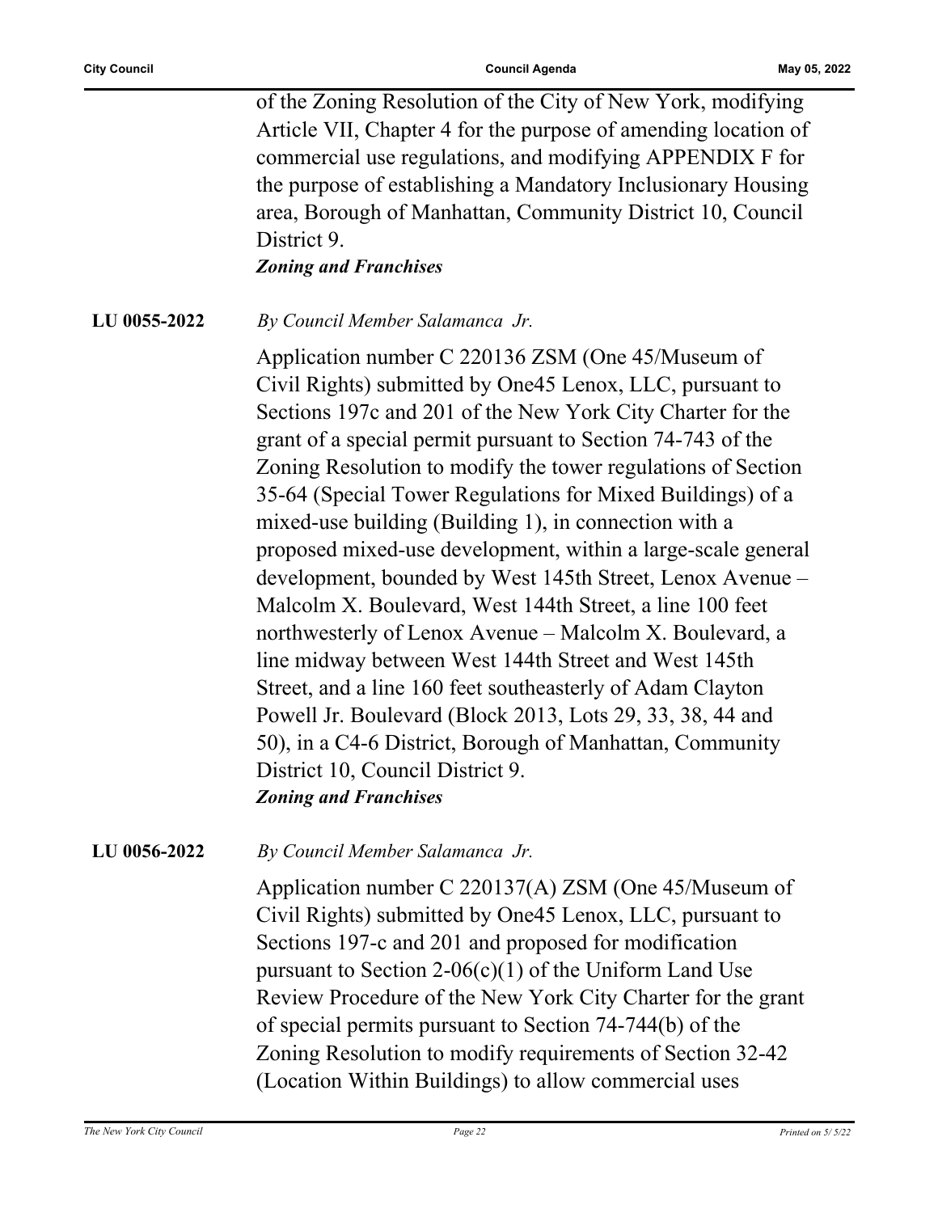of the Zoning Resolution of the City of New York, modifying Article VII, Chapter 4 for the purpose of amending location of commercial use regulations, and modifying APPENDIX F for the purpose of establishing a Mandatory Inclusionary Housing area, Borough of Manhattan, Community District 10, Council District 9.

***Zoning and Franchises***

**LU 0055-2022** *By Council Member Salamanca Jr.*

Application number C 220136 ZSM (One 45/Museum of Civil Rights) submitted by One45 Lenox, LLC, pursuant to Sections 197c and 201 of the New York City Charter for the grant of a special permit pursuant to Section 74-743 of the Zoning Resolution to modify the tower regulations of Section 35-64 (Special Tower Regulations for Mixed Buildings) of a mixed-use building (Building 1), in connection with a proposed mixed-use development, within a large-scale general development, bounded by West 145th Street, Lenox Avenue – Malcolm X. Boulevard, West 144th Street, a line 100 feet northwesterly of Lenox Avenue – Malcolm X. Boulevard, a line midway between West 144th Street and West 145th Street, and a line 160 feet southeasterly of Adam Clayton Powell Jr. Boulevard (Block 2013, Lots 29, 33, 38, 44 and 50), in a C4-6 District, Borough of Manhattan, Community District 10, Council District 9.

***Zoning and Franchises***

**LU 0056-2022** *By Council Member Salamanca Jr.*

Application number C 220137(A) ZSM (One 45/Museum of Civil Rights) submitted by One45 Lenox, LLC, pursuant to Sections 197-c and 201 and proposed for modification pursuant to Section 2-06(c)(1) of the Uniform Land Use Review Procedure of the New York City Charter for the grant of special permits pursuant to Section 74-744(b) of the Zoning Resolution to modify requirements of Section 32-42 (Location Within Buildings) to allow commercial uses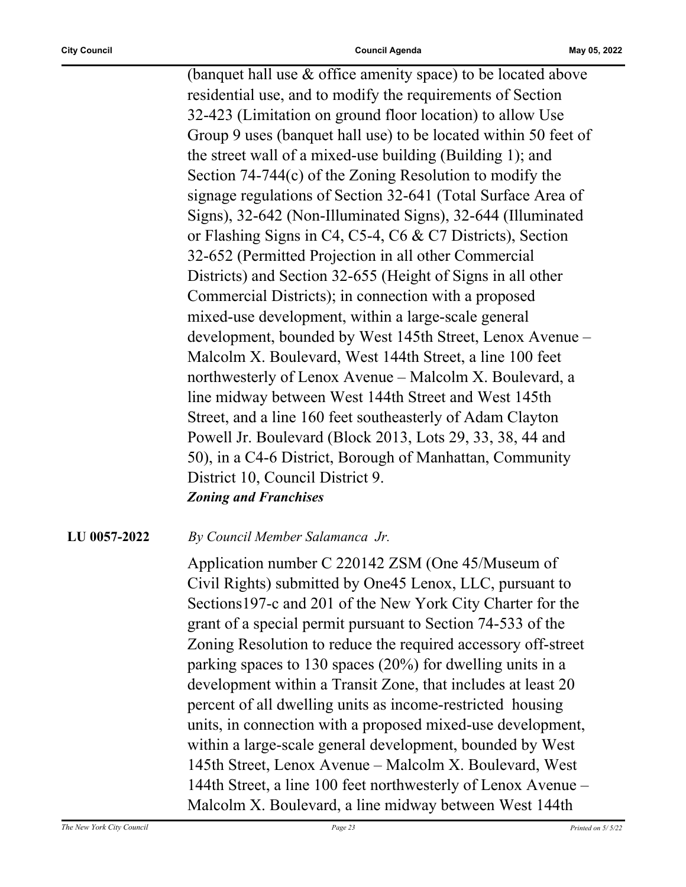(banquet hall use & office amenity space) to be located above residential use, and to modify the requirements of Section 32-423 (Limitation on ground floor location) to allow Use Group 9 uses (banquet hall use) to be located within 50 feet of the street wall of a mixed-use building (Building 1); and Section 74-744(c) of the Zoning Resolution to modify the signage regulations of Section 32-641 (Total Surface Area of Signs), 32-642 (Non-Illuminated Signs), 32-644 (Illuminated or Flashing Signs in C4, C5-4, C6 & C7 Districts), Section 32-652 (Permitted Projection in all other Commercial Districts) and Section 32-655 (Height of Signs in all other Commercial Districts); in connection with a proposed mixed-use development, within a large-scale general development, bounded by West 145th Street, Lenox Avenue – Malcolm X. Boulevard, West 144th Street, a line 100 feet northwesterly of Lenox Avenue – Malcolm X. Boulevard, a line midway between West 144th Street and West 145th Street, and a line 160 feet southeasterly of Adam Clayton Powell Jr. Boulevard (Block 2013, Lots 29, 33, 38, 44 and 50), in a C4-6 District, Borough of Manhattan, Community District 10, Council District 9.

***Zoning and Franchises***

**LU 0057-2022** *By Council Member Salamanca Jr.*

Application number C 220142 ZSM (One 45/Museum of Civil Rights) submitted by One45 Lenox, LLC, pursuant to Sections197-c and 201 of the New York City Charter for the grant of a special permit pursuant to Section 74-533 of the Zoning Resolution to reduce the required accessory off-street parking spaces to 130 spaces (20%) for dwelling units in a development within a Transit Zone, that includes at least 20 percent of all dwelling units as income-restricted housing units, in connection with a proposed mixed-use development, within a large-scale general development, bounded by West 145th Street, Lenox Avenue – Malcolm X. Boulevard, West 144th Street, a line 100 feet northwesterly of Lenox Avenue – Malcolm X. Boulevard, a line midway between West 144th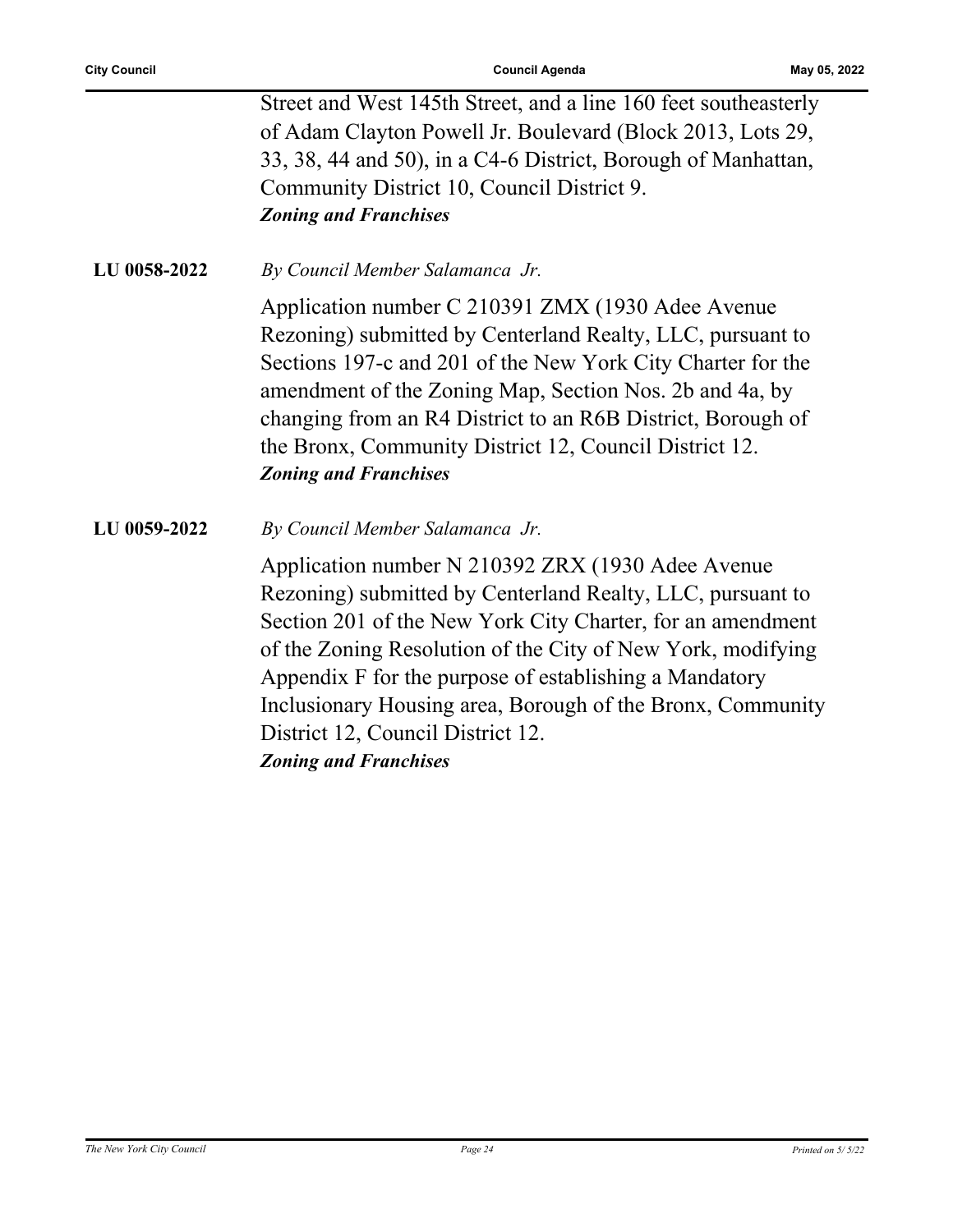Street and West 145th Street, and a line 160 feet southeasterly of Adam Clayton Powell Jr. Boulevard (Block 2013, Lots 29, 33, 38, 44 and 50), in a C4-6 District, Borough of Manhattan, Community District 10, Council District 9.
***Zoning and Franchises***

**LU 0058-2022** *By Council Member Salamanca Jr.*

Application number C 210391 ZMX (1930 Adee Avenue Rezoning) submitted by Centerland Realty, LLC, pursuant to Sections 197-c and 201 of the New York City Charter for the amendment of the Zoning Map, Section Nos. 2b and 4a, by changing from an R4 District to an R6B District, Borough of the Bronx, Community District 12, Council District 12.
***Zoning and Franchises***

**LU 0059-2022** *By Council Member Salamanca Jr.*

Application number N 210392 ZRX (1930 Adee Avenue Rezoning) submitted by Centerland Realty, LLC, pursuant to Section 201 of the New York City Charter, for an amendment of the Zoning Resolution of the City of New York, modifying Appendix F for the purpose of establishing a Mandatory Inclusionary Housing area, Borough of the Bronx, Community District 12, Council District 12.
***Zoning and Franchises***